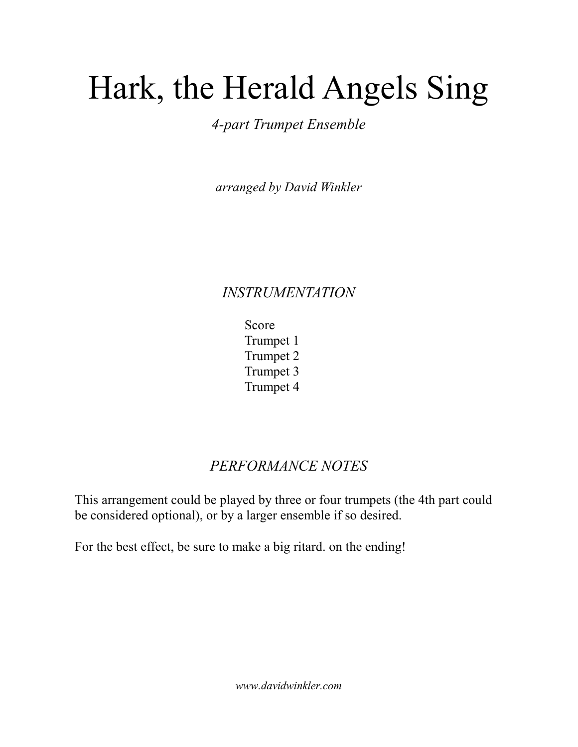# Hark, the Herald Angels Sing

*4-part Trumpet Ensemble*

*arranged by David Winkler*

## *INSTRUMENTATION*

Score
Trumpet 1
Trumpet 2
Trumpet 3
Trumpet 4

## *PERFORMANCE NOTES*

This arrangement could be played by three or four trumpets (the 4th part could be considered optional), or by a larger ensemble if so desired.

For the best effect, be sure to make a big ritard. on the ending!

*www.davidwinkler.com*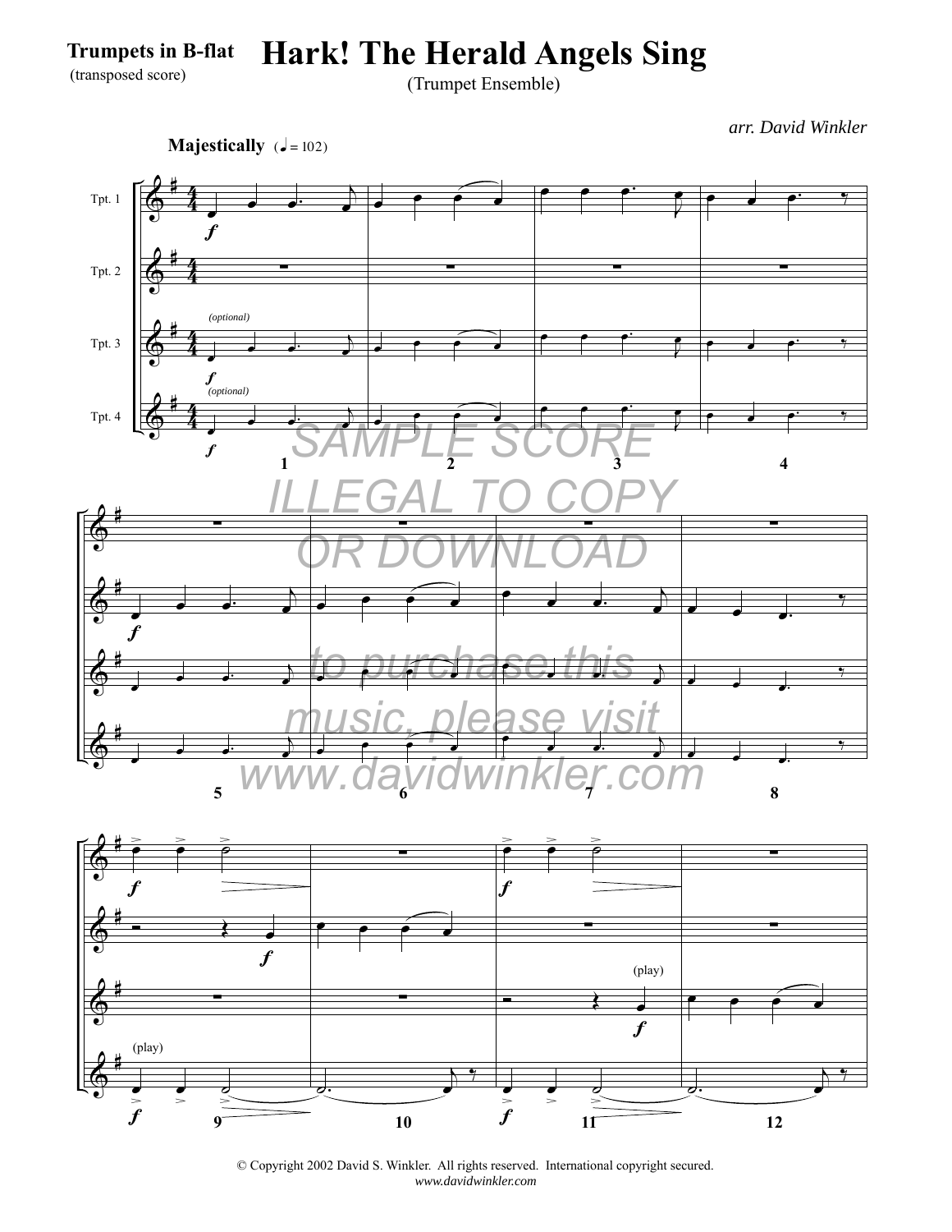**Trumpets in B-flat**
(transposed score)

# Hark! The Herald Angels Sing

(Trumpet Ensemble)

*arr. David Winkler*

**Majestically** (♩ = 102)

SAMPLE SCORE
ILLEGAL TO COPY
OR DOWNLOAD

to purchase this
music, please visit
www.davidwinkler.com

© Copyright 2002 David S. Winkler. All rights reserved. International copyright secured.
*www.davidwinkler.com*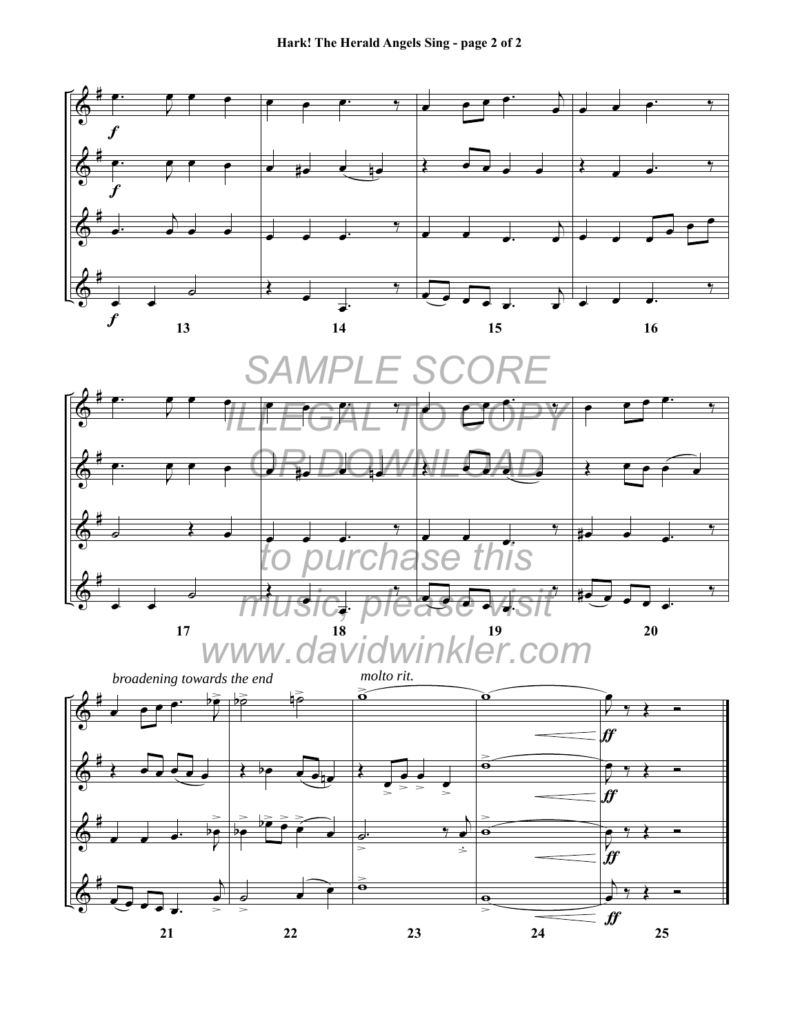SAMPLE SCORE

ILLEGAL TO COPY OR DOWNLOAD

to purchase this music, please visit www.davidwinkler.com

*broadening towards the end*

*molto rit.*